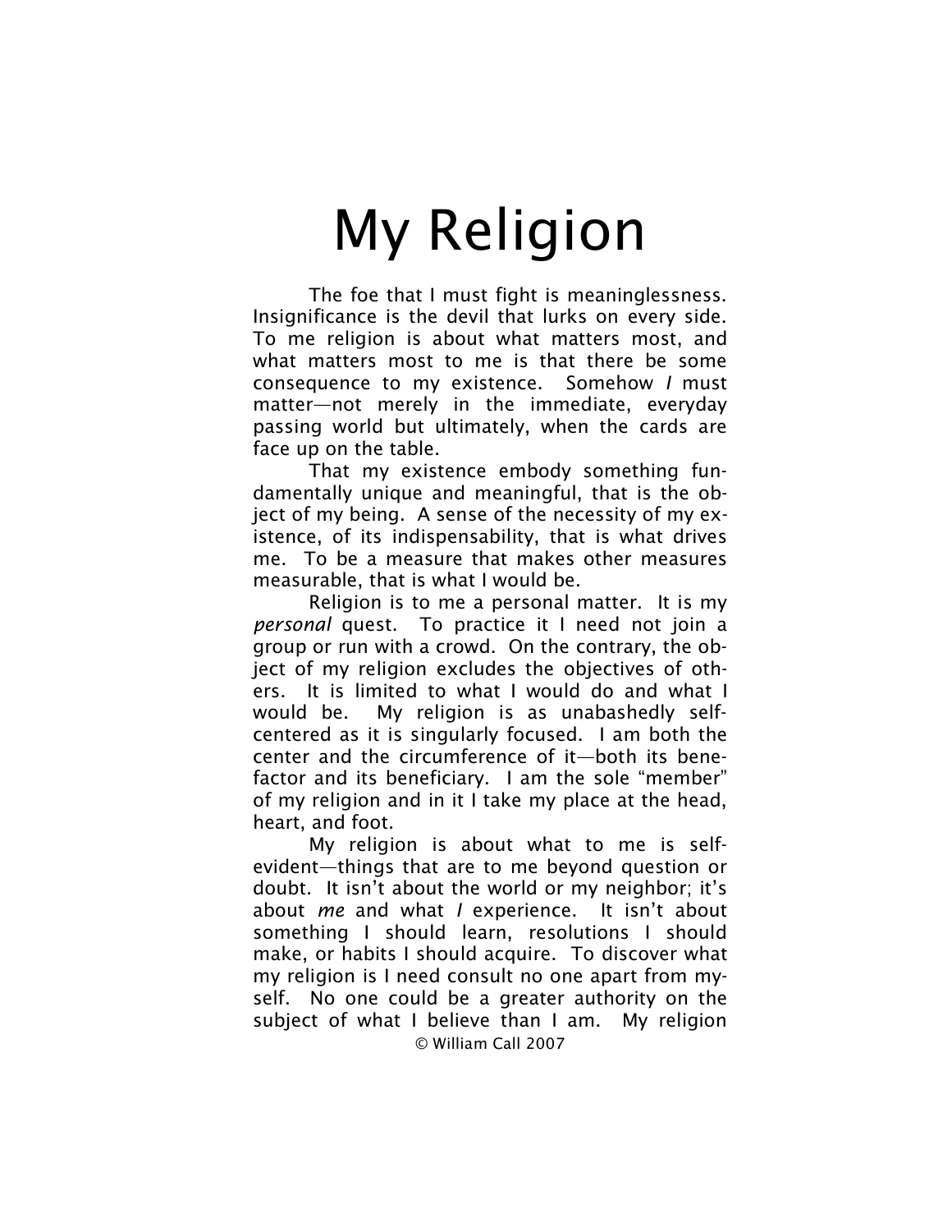# My Religion

The foe that I must fight is meaninglessness. Insignificance is the devil that lurks on every side. To me religion is about what matters most, and what matters most to me is that there be some consequence to my existence. Somehow *I* must matter—not merely in the immediate, everyday passing world but ultimately, when the cards are face up on the table.

That my existence embody something fundamentally unique and meaningful, that is the object of my being. A sense of the necessity of my existence, of its indispensability, that is what drives me. To be a measure that makes other measures measurable, that is what I would be.

Religion is to me a personal matter. It is my *personal* quest. To practice it I need not join a group or run with a crowd. On the contrary, the object of my religion excludes the objectives of others. It is limited to what I would do and what I would be. My religion is as unabashedly self-centered as it is singularly focused. I am both the center and the circumference of it—both its benefactor and its beneficiary. I am the sole "member" of my religion and in it I take my place at the head, heart, and foot.

My religion is about what to me is self-evident—things that are to me beyond question or doubt. It isn't about the world or my neighbor; it's about *me* and what *I* experience. It isn't about something I should learn, resolutions I should make, or habits I should acquire. To discover what my religion is I need consult no one apart from myself. No one could be a greater authority on the subject of what I believe than I am. My religion

© William Call 2007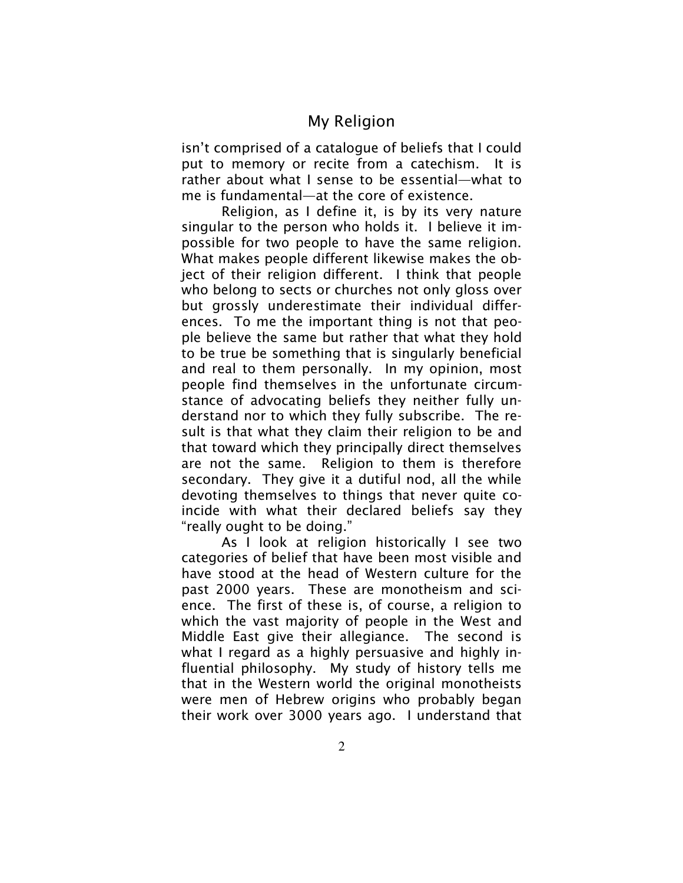## My Religion

isn't comprised of a catalogue of beliefs that I could put to memory or recite from a catechism. It is rather about what I sense to be essential—what to me is fundamental—at the core of existence.

Religion, as I define it, is by its very nature singular to the person who holds it. I believe it impossible for two people to have the same religion. What makes people different likewise makes the object of their religion different. I think that people who belong to sects or churches not only gloss over but grossly underestimate their individual differences. To me the important thing is not that people believe the same but rather that what they hold to be true be something that is singularly beneficial and real to them personally. In my opinion, most people find themselves in the unfortunate circumstance of advocating beliefs they neither fully understand nor to which they fully subscribe. The result is that what they claim their religion to be and that toward which they principally direct themselves are not the same. Religion to them is therefore secondary. They give it a dutiful nod, all the while devoting themselves to things that never quite coincide with what their declared beliefs say they "really ought to be doing."

As I look at religion historically I see two categories of belief that have been most visible and have stood at the head of Western culture for the past 2000 years. These are monotheism and science. The first of these is, of course, a religion to which the vast majority of people in the West and Middle East give their allegiance. The second is what I regard as a highly persuasive and highly influential philosophy. My study of history tells me that in the Western world the original monotheists were men of Hebrew origins who probably began their work over 3000 years ago. I understand that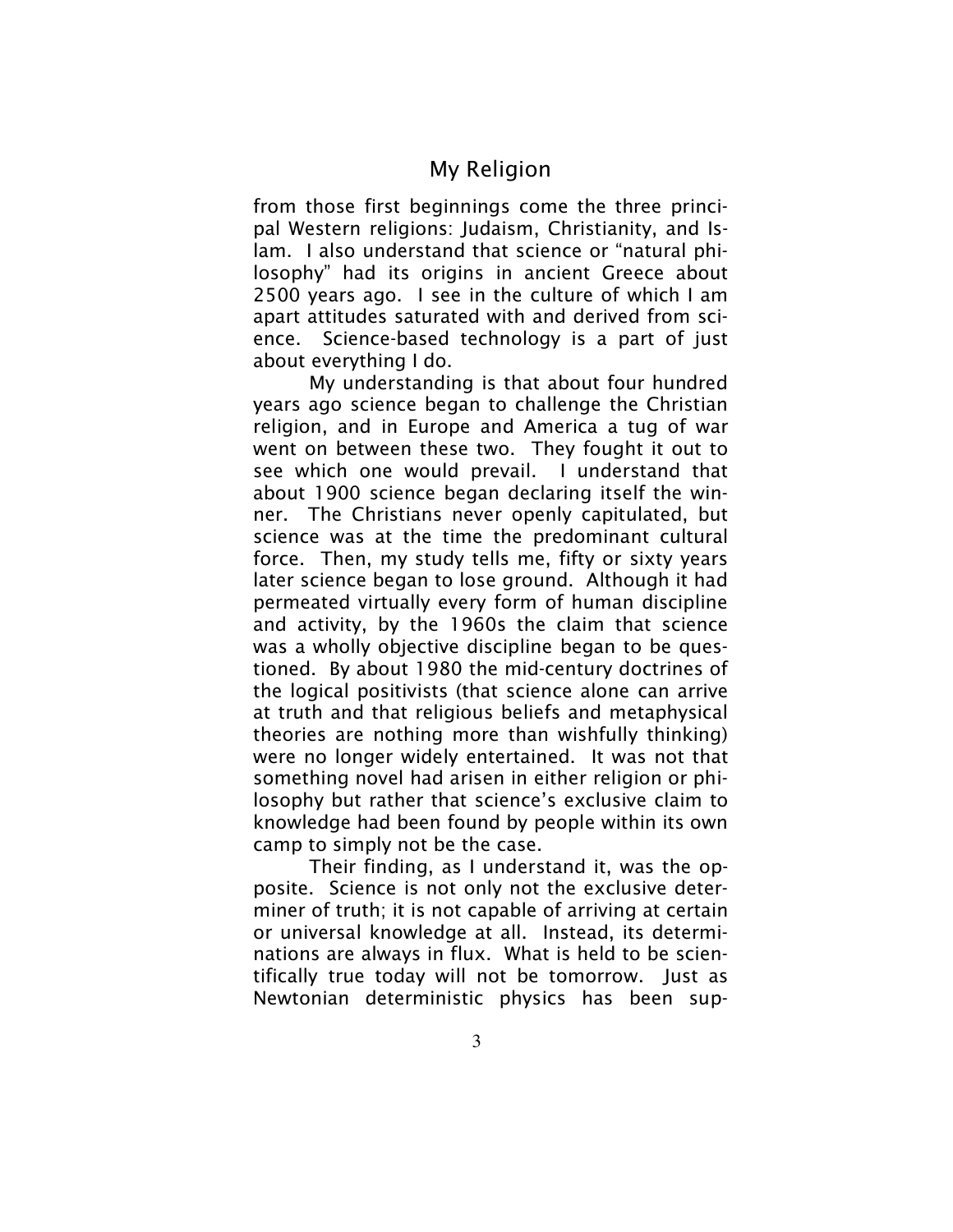from those first beginnings come the three principal Western religions: Judaism, Christianity, and Islam. I also understand that science or "natural philosophy" had its origins in ancient Greece about 2500 years ago. I see in the culture of which I am apart attitudes saturated with and derived from science. Science-based technology is a part of just about everything I do.

My understanding is that about four hundred years ago science began to challenge the Christian religion, and in Europe and America a tug of war went on between these two. They fought it out to see which one would prevail. I understand that about 1900 science began declaring itself the winner. The Christians never openly capitulated, but science was at the time the predominant cultural force. Then, my study tells me, fifty or sixty years later science began to lose ground. Although it had permeated virtually every form of human discipline and activity, by the 1960s the claim that science was a wholly objective discipline began to be questioned. By about 1980 the mid-century doctrines of the logical positivists (that science alone can arrive at truth and that religious beliefs and metaphysical theories are nothing more than wishfully thinking) were no longer widely entertained. It was not that something novel had arisen in either religion or philosophy but rather that science's exclusive claim to knowledge had been found by people within its own camp to simply not be the case.

Their finding, as I understand it, was the opposite. Science is not only not the exclusive determiner of truth; it is not capable of arriving at certain or universal knowledge at all. Instead, its determinations are always in flux. What is held to be scientifically true today will not be tomorrow. Just as Newtonian deterministic physics has been sup-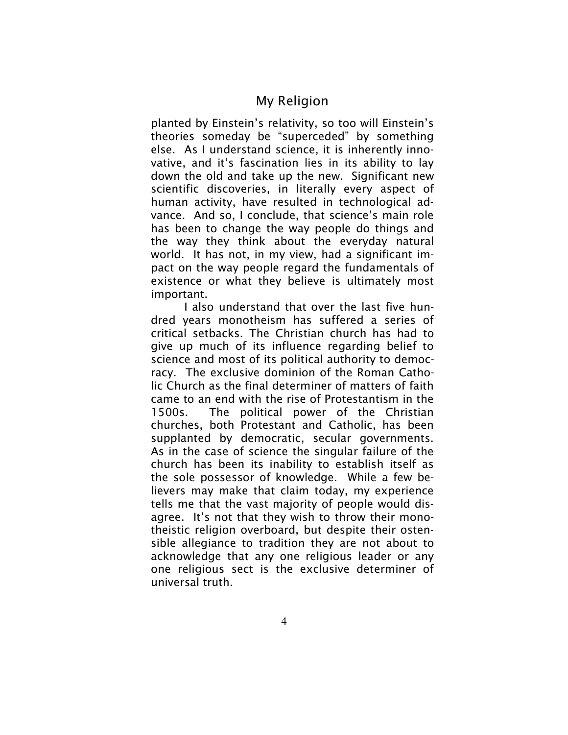planted by Einstein's relativity, so too will Einstein's theories someday be "superceded" by something else. As I understand science, it is inherently innovative, and it's fascination lies in its ability to lay down the old and take up the new. Significant new scientific discoveries, in literally every aspect of human activity, have resulted in technological advance. And so, I conclude, that science's main role has been to change the way people do things and the way they think about the everyday natural world. It has not, in my view, had a significant impact on the way people regard the fundamentals of existence or what they believe is ultimately most important.

I also understand that over the last five hundred years monotheism has suffered a series of critical setbacks. The Christian church has had to give up much of its influence regarding belief to science and most of its political authority to democracy. The exclusive dominion of the Roman Catholic Church as the final determiner of matters of faith came to an end with the rise of Protestantism in the 1500s. The political power of the Christian churches, both Protestant and Catholic, has been supplanted by democratic, secular governments. As in the case of science the singular failure of the church has been its inability to establish itself as the sole possessor of knowledge. While a few believers may make that claim today, my experience tells me that the vast majority of people would disagree. It's not that they wish to throw their monotheistic religion overboard, but despite their ostensible allegiance to tradition they are not about to acknowledge that any one religious leader or any one religious sect is the exclusive determiner of universal truth.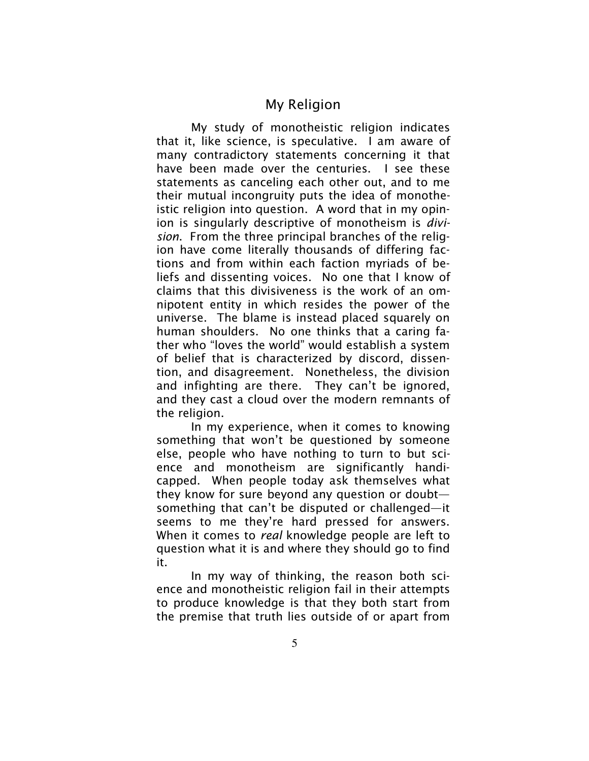## My Religion

My study of monotheistic religion indicates that it, like science, is speculative. I am aware of many contradictory statements concerning it that have been made over the centuries. I see these statements as canceling each other out, and to me their mutual incongruity puts the idea of monotheistic religion into question. A word that in my opinion is singularly descriptive of monotheism is *division*. From the three principal branches of the religion have come literally thousands of differing factions and from within each faction myriads of beliefs and dissenting voices. No one that I know of claims that this divisiveness is the work of an omnipotent entity in which resides the power of the universe. The blame is instead placed squarely on human shoulders. No one thinks that a caring father who "loves the world" would establish a system of belief that is characterized by discord, dissention, and disagreement. Nonetheless, the division and infighting are there. They can't be ignored, and they cast a cloud over the modern remnants of the religion.

In my experience, when it comes to knowing something that won't be questioned by someone else, people who have nothing to turn to but science and monotheism are significantly handicapped. When people today ask themselves what they know for sure beyond any question or doubt—something that can't be disputed or challenged—it seems to me they're hard pressed for answers. When it comes to *real* knowledge people are left to question what it is and where they should go to find it.

In my way of thinking, the reason both science and monotheistic religion fail in their attempts to produce knowledge is that they both start from the premise that truth lies outside of or apart from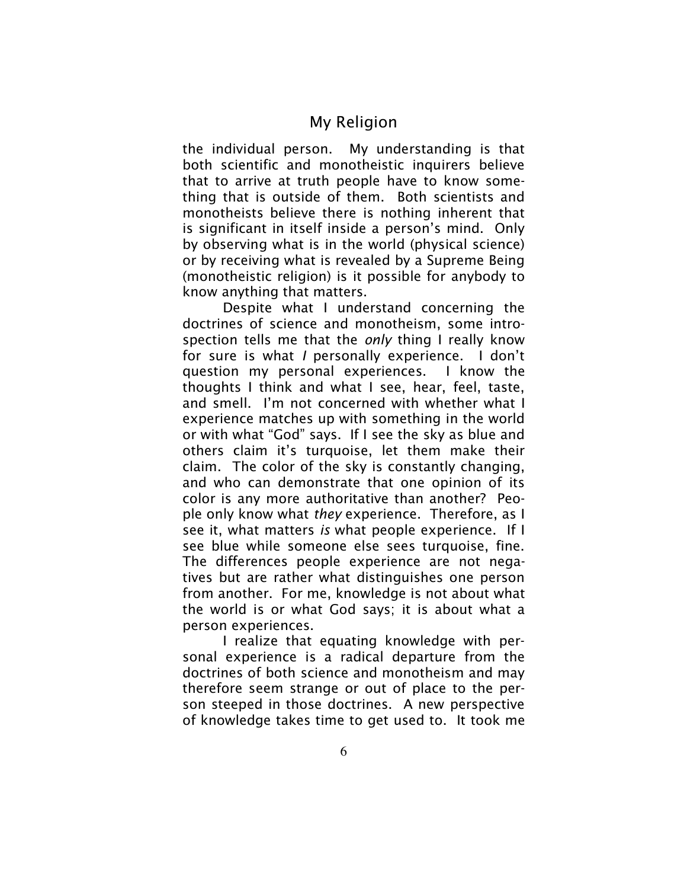the individual person. My understanding is that both scientific and monotheistic inquirers believe that to arrive at truth people have to know something that is outside of them. Both scientists and monotheists believe there is nothing inherent that is significant in itself inside a person's mind. Only by observing what is in the world (physical science) or by receiving what is revealed by a Supreme Being (monotheistic religion) is it possible for anybody to know anything that matters.

Despite what I understand concerning the doctrines of science and monotheism, some introspection tells me that the *only* thing I really know for sure is what *I* personally experience. I don't question my personal experiences. I know the thoughts I think and what I see, hear, feel, taste, and smell. I'm not concerned with whether what I experience matches up with something in the world or with what "God" says. If I see the sky as blue and others claim it's turquoise, let them make their claim. The color of the sky is constantly changing, and who can demonstrate that one opinion of its color is any more authoritative than another? People only know what *they* experience. Therefore, as I see it, what matters *is* what people experience. If I see blue while someone else sees turquoise, fine. The differences people experience are not negatives but are rather what distinguishes one person from another. For me, knowledge is not about what the world is or what God says; it is about what a person experiences.

I realize that equating knowledge with personal experience is a radical departure from the doctrines of both science and monotheism and may therefore seem strange or out of place to the person steeped in those doctrines. A new perspective of knowledge takes time to get used to. It took me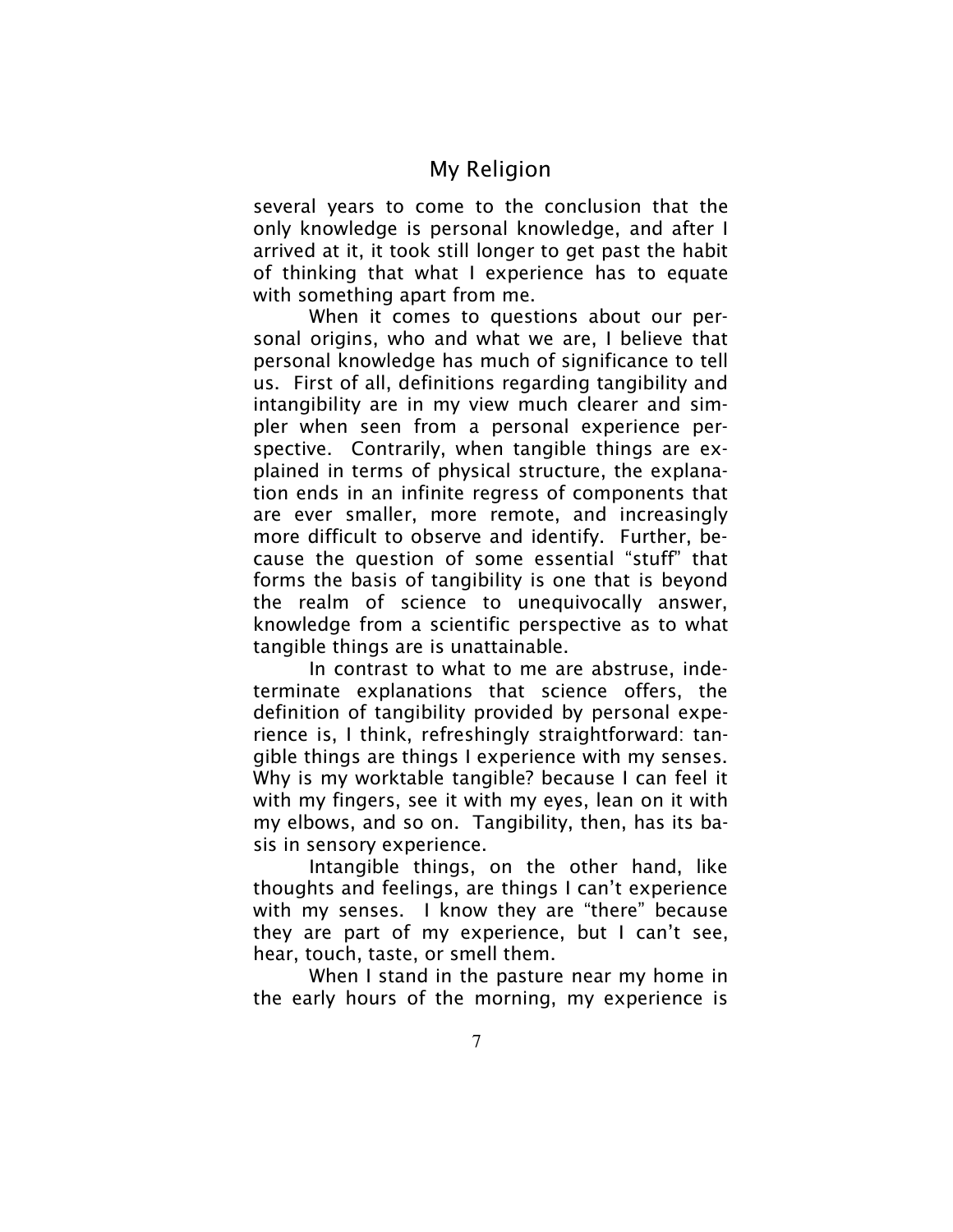several years to come to the conclusion that the only knowledge is personal knowledge, and after I arrived at it, it took still longer to get past the habit of thinking that what I experience has to equate with something apart from me.

When it comes to questions about our personal origins, who and what we are, I believe that personal knowledge has much of significance to tell us. First of all, definitions regarding tangibility and intangibility are in my view much clearer and simpler when seen from a personal experience perspective. Contrarily, when tangible things are explained in terms of physical structure, the explanation ends in an infinite regress of components that are ever smaller, more remote, and increasingly more difficult to observe and identify. Further, because the question of some essential "stuff" that forms the basis of tangibility is one that is beyond the realm of science to unequivocally answer, knowledge from a scientific perspective as to what tangible things are is unattainable.

In contrast to what to me are abstruse, indeterminate explanations that science offers, the definition of tangibility provided by personal experience is, I think, refreshingly straightforward: tangible things are things I experience with my senses. Why is my worktable tangible? because I can feel it with my fingers, see it with my eyes, lean on it with my elbows, and so on. Tangibility, then, has its basis in sensory experience.

Intangible things, on the other hand, like thoughts and feelings, are things I can't experience with my senses. I know they are "there" because they are part of my experience, but I can't see, hear, touch, taste, or smell them.

When I stand in the pasture near my home in the early hours of the morning, my experience is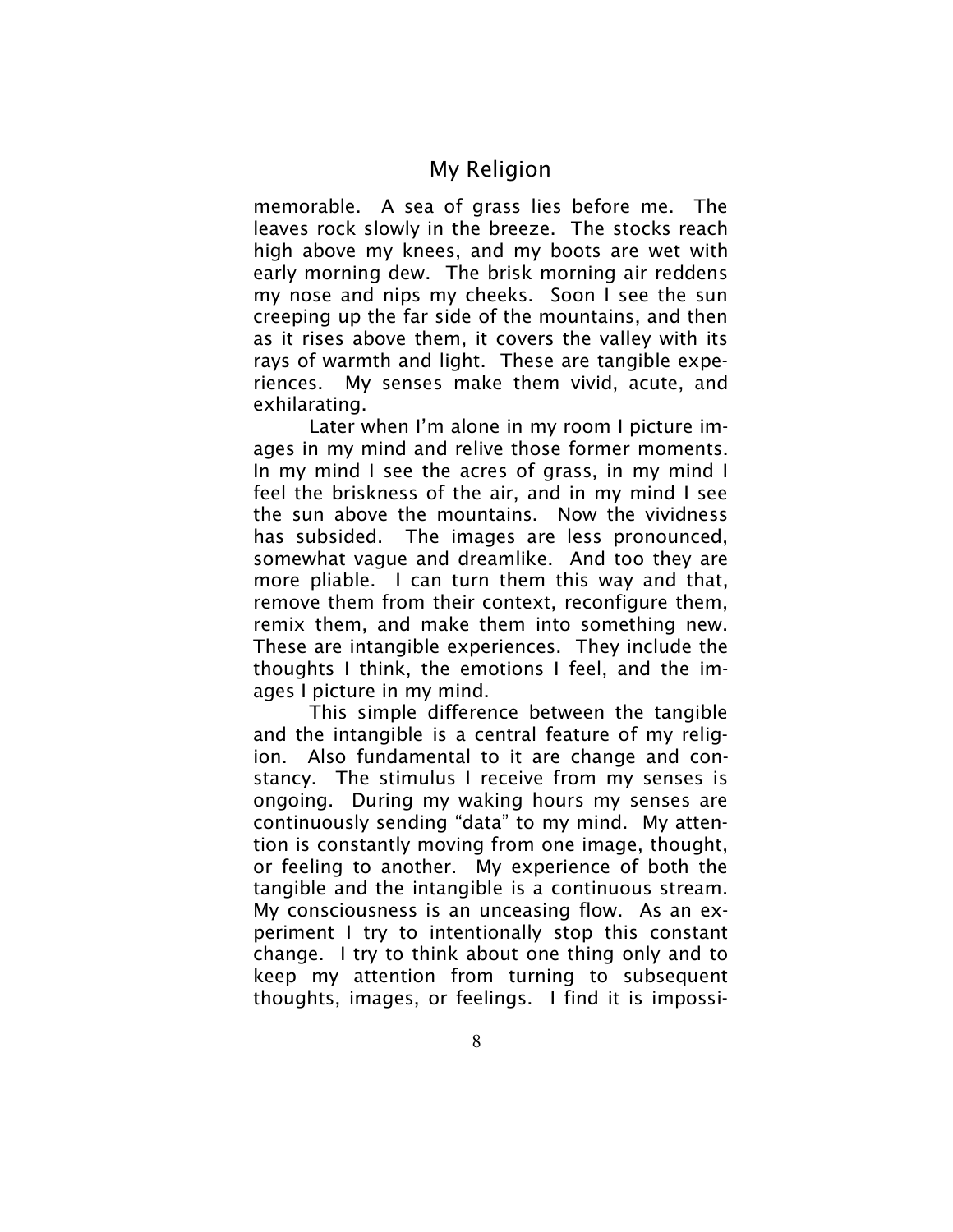memorable. A sea of grass lies before me. The leaves rock slowly in the breeze. The stocks reach high above my knees, and my boots are wet with early morning dew. The brisk morning air reddens my nose and nips my cheeks. Soon I see the sun creeping up the far side of the mountains, and then as it rises above them, it covers the valley with its rays of warmth and light. These are tangible experiences. My senses make them vivid, acute, and exhilarating.

Later when I'm alone in my room I picture images in my mind and relive those former moments. In my mind I see the acres of grass, in my mind I feel the briskness of the air, and in my mind I see the sun above the mountains. Now the vividness has subsided. The images are less pronounced, somewhat vague and dreamlike. And too they are more pliable. I can turn them this way and that, remove them from their context, reconfigure them, remix them, and make them into something new. These are intangible experiences. They include the thoughts I think, the emotions I feel, and the images I picture in my mind.

This simple difference between the tangible and the intangible is a central feature of my religion. Also fundamental to it are change and constancy. The stimulus I receive from my senses is ongoing. During my waking hours my senses are continuously sending "data" to my mind. My attention is constantly moving from one image, thought, or feeling to another. My experience of both the tangible and the intangible is a continuous stream. My consciousness is an unceasing flow. As an experiment I try to intentionally stop this constant change. I try to think about one thing only and to keep my attention from turning to subsequent thoughts, images, or feelings. I find it is impossi-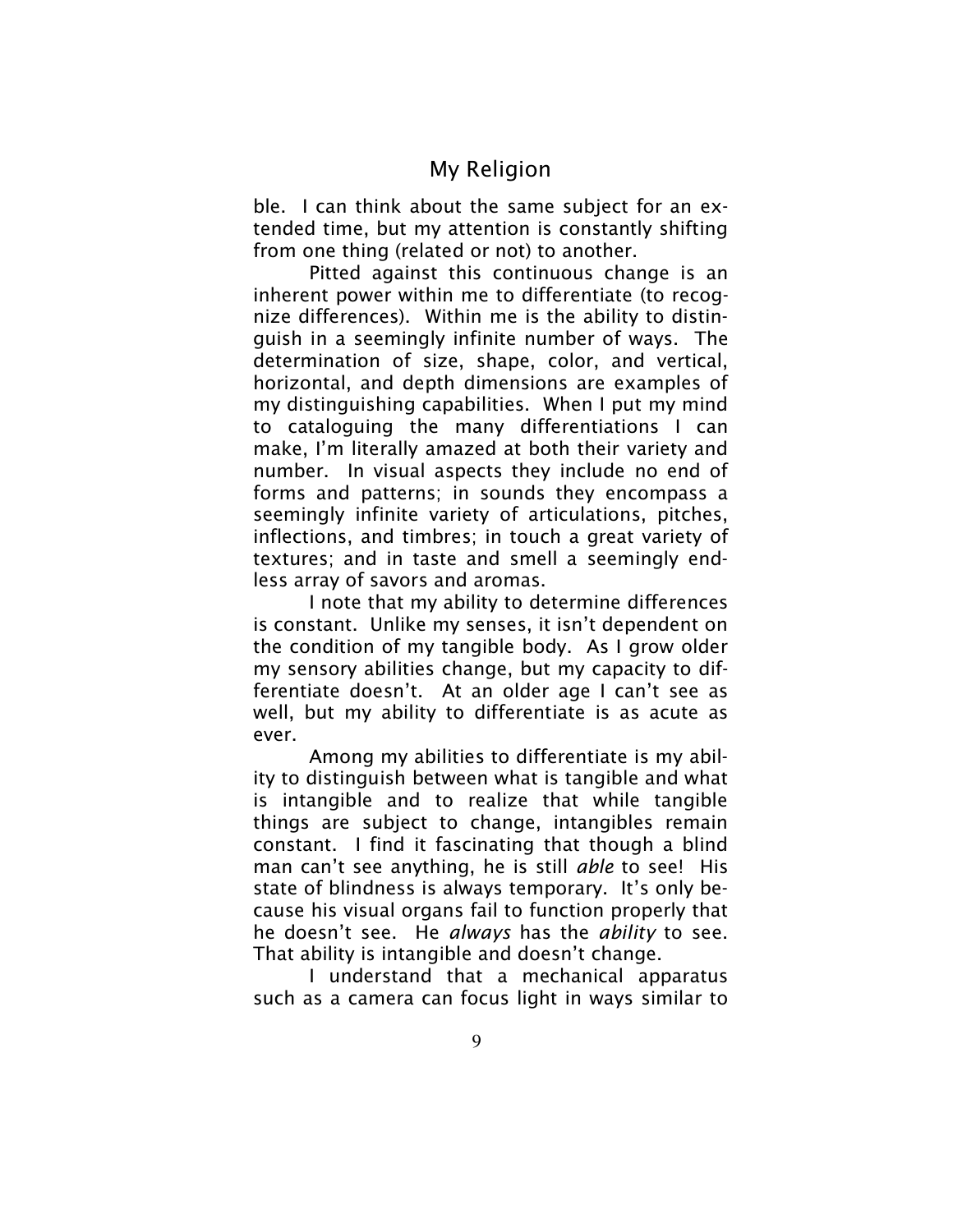ble. I can think about the same subject for an extended time, but my attention is constantly shifting from one thing (related or not) to another.

Pitted against this continuous change is an inherent power within me to differentiate (to recognize differences). Within me is the ability to distinguish in a seemingly infinite number of ways. The determination of size, shape, color, and vertical, horizontal, and depth dimensions are examples of my distinguishing capabilities. When I put my mind to cataloguing the many differentiations I can make, I'm literally amazed at both their variety and number. In visual aspects they include no end of forms and patterns; in sounds they encompass a seemingly infinite variety of articulations, pitches, inflections, and timbres; in touch a great variety of textures; and in taste and smell a seemingly endless array of savors and aromas.

I note that my ability to determine differences is constant. Unlike my senses, it isn't dependent on the condition of my tangible body. As I grow older my sensory abilities change, but my capacity to differentiate doesn't. At an older age I can't see as well, but my ability to differentiate is as acute as ever.

Among my abilities to differentiate is my ability to distinguish between what is tangible and what is intangible and to realize that while tangible things are subject to change, intangibles remain constant. I find it fascinating that though a blind man can't see anything, he is still *able* to see! His state of blindness is always temporary. It's only because his visual organs fail to function properly that he doesn't see. He *always* has the *ability* to see. That ability is intangible and doesn't change.

I understand that a mechanical apparatus such as a camera can focus light in ways similar to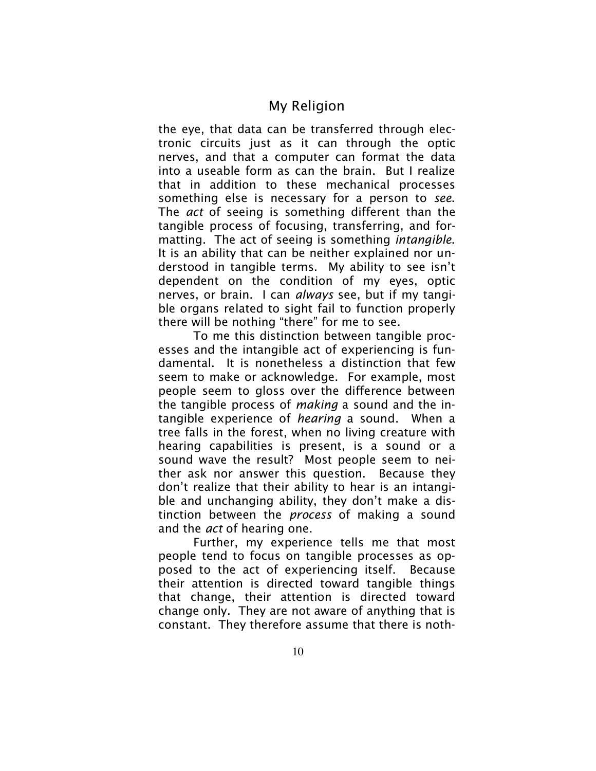the eye, that data can be transferred through electronic circuits just as it can through the optic nerves, and that a computer can format the data into a useable form as can the brain. But I realize that in addition to these mechanical processes something else is necessary for a person to *see*. The *act* of seeing is something different than the tangible process of focusing, transferring, and formatting. The act of seeing is something *intangible*. It is an ability that can be neither explained nor understood in tangible terms. My ability to see isn't dependent on the condition of my eyes, optic nerves, or brain. I can *always* see, but if my tangible organs related to sight fail to function properly there will be nothing "there" for me to see.

To me this distinction between tangible processes and the intangible act of experiencing is fundamental. It is nonetheless a distinction that few seem to make or acknowledge. For example, most people seem to gloss over the difference between the tangible process of *making* a sound and the intangible experience of *hearing* a sound. When a tree falls in the forest, when no living creature with hearing capabilities is present, is a sound or a sound wave the result? Most people seem to neither ask nor answer this question. Because they don't realize that their ability to hear is an intangible and unchanging ability, they don't make a distinction between the *process* of making a sound and the *act* of hearing one.

Further, my experience tells me that most people tend to focus on tangible processes as opposed to the act of experiencing itself. Because their attention is directed toward tangible things that change, their attention is directed toward change only. They are not aware of anything that is constant. They therefore assume that there is noth-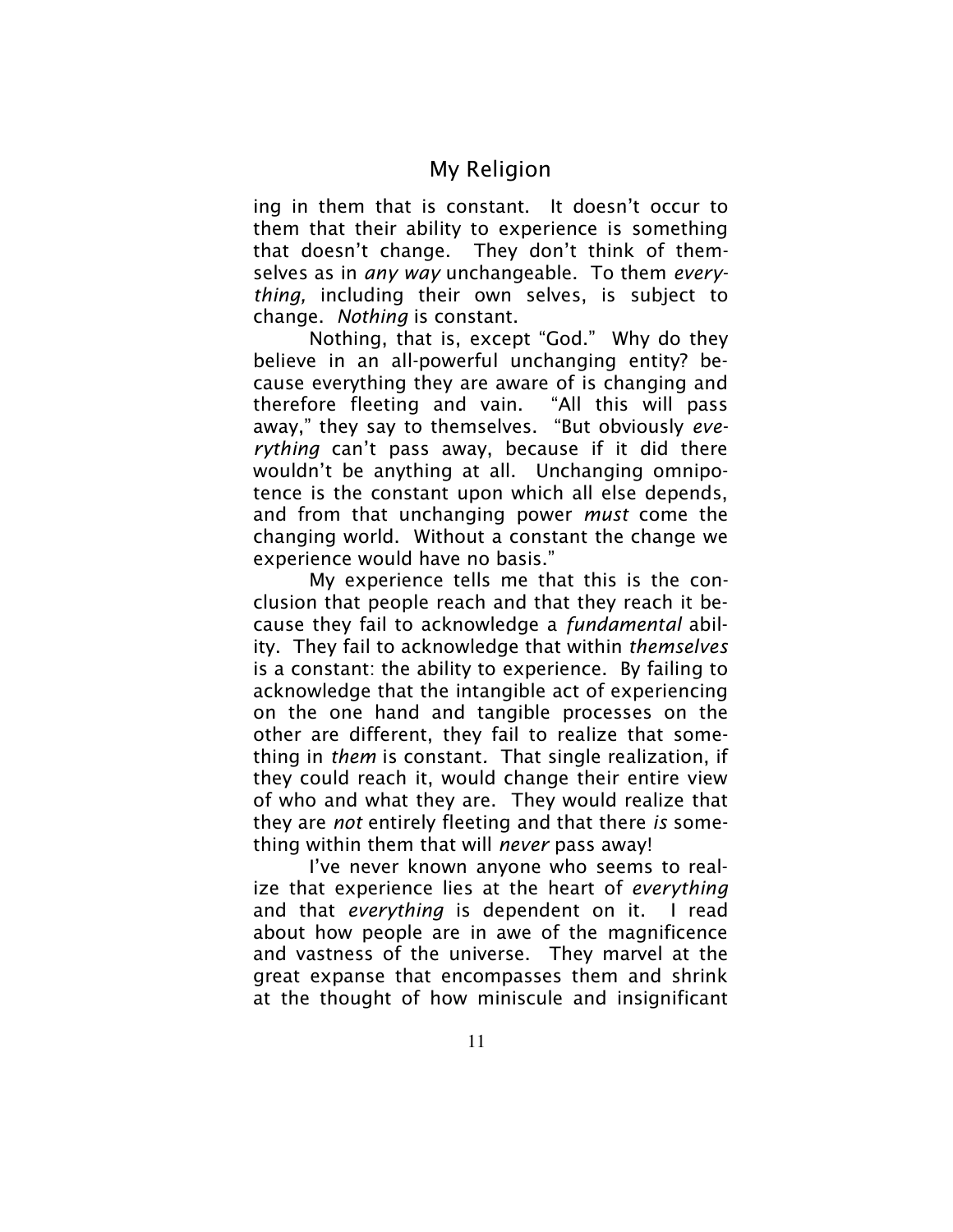ing in them that is constant. It doesn't occur to them that their ability to experience is something that doesn't change. They don't think of themselves as in *any way* unchangeable. To them *everything,* including their own selves, is subject to change. *Nothing* is constant.

Nothing, that is, except "God." Why do they believe in an all-powerful unchanging entity? because everything they are aware of is changing and therefore fleeting and vain. "All this will pass away," they say to themselves. "But obviously *everything* can't pass away, because if it did there wouldn't be anything at all. Unchanging omnipotence is the constant upon which all else depends, and from that unchanging power *must* come the changing world. Without a constant the change we experience would have no basis."

My experience tells me that this is the conclusion that people reach and that they reach it because they fail to acknowledge a *fundamental* ability. They fail to acknowledge that within *themselves* is a constant: the ability to experience. By failing to acknowledge that the intangible act of experiencing on the one hand and tangible processes on the other are different, they fail to realize that something in *them* is constant. That single realization, if they could reach it, would change their entire view of who and what they are. They would realize that they are *not* entirely fleeting and that there *is* something within them that will *never* pass away!

I've never known anyone who seems to realize that experience lies at the heart of *everything* and that *everything* is dependent on it. I read about how people are in awe of the magnificence and vastness of the universe. They marvel at the great expanse that encompasses them and shrink at the thought of how miniscule and insignificant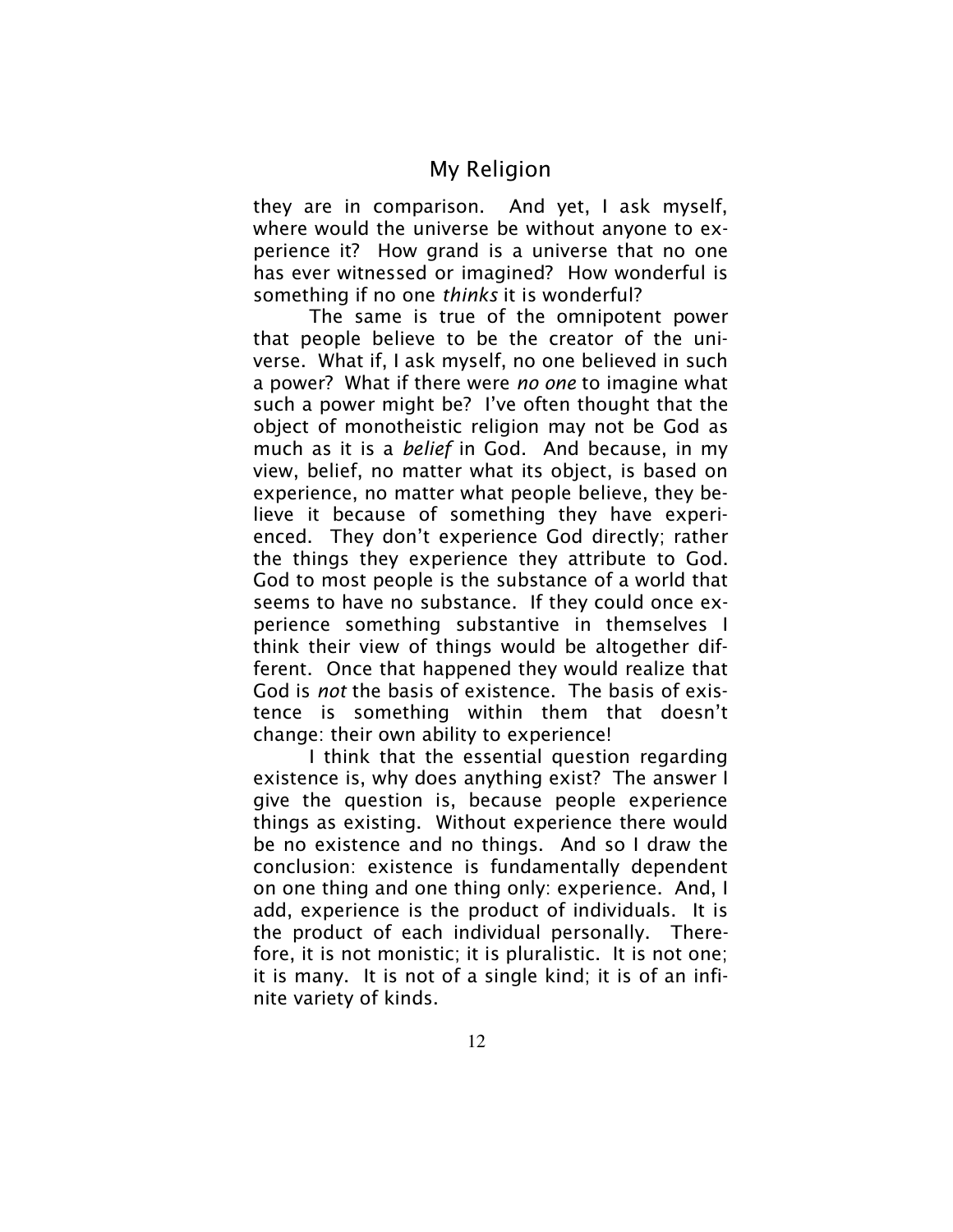they are in comparison. And yet, I ask myself, where would the universe be without anyone to experience it? How grand is a universe that no one has ever witnessed or imagined? How wonderful is something if no one *thinks* it is wonderful?

The same is true of the omnipotent power that people believe to be the creator of the universe. What if, I ask myself, no one believed in such a power? What if there were *no one* to imagine what such a power might be? I've often thought that the object of monotheistic religion may not be God as much as it is a *belief* in God. And because, in my view, belief, no matter what its object, is based on experience, no matter what people believe, they believe it because of something they have experienced. They don't experience God directly; rather the things they experience they attribute to God. God to most people is the substance of a world that seems to have no substance. If they could once experience something substantive in themselves I think their view of things would be altogether different. Once that happened they would realize that God is *not* the basis of existence. The basis of existence is something within them that doesn't change: their own ability to experience!

I think that the essential question regarding existence is, why does anything exist? The answer I give the question is, because people experience things as existing. Without experience there would be no existence and no things. And so I draw the conclusion: existence is fundamentally dependent on one thing and one thing only: experience. And, I add, experience is the product of individuals. It is the product of each individual personally. Therefore, it is not monistic; it is pluralistic. It is not one; it is many. It is not of a single kind; it is of an infinite variety of kinds.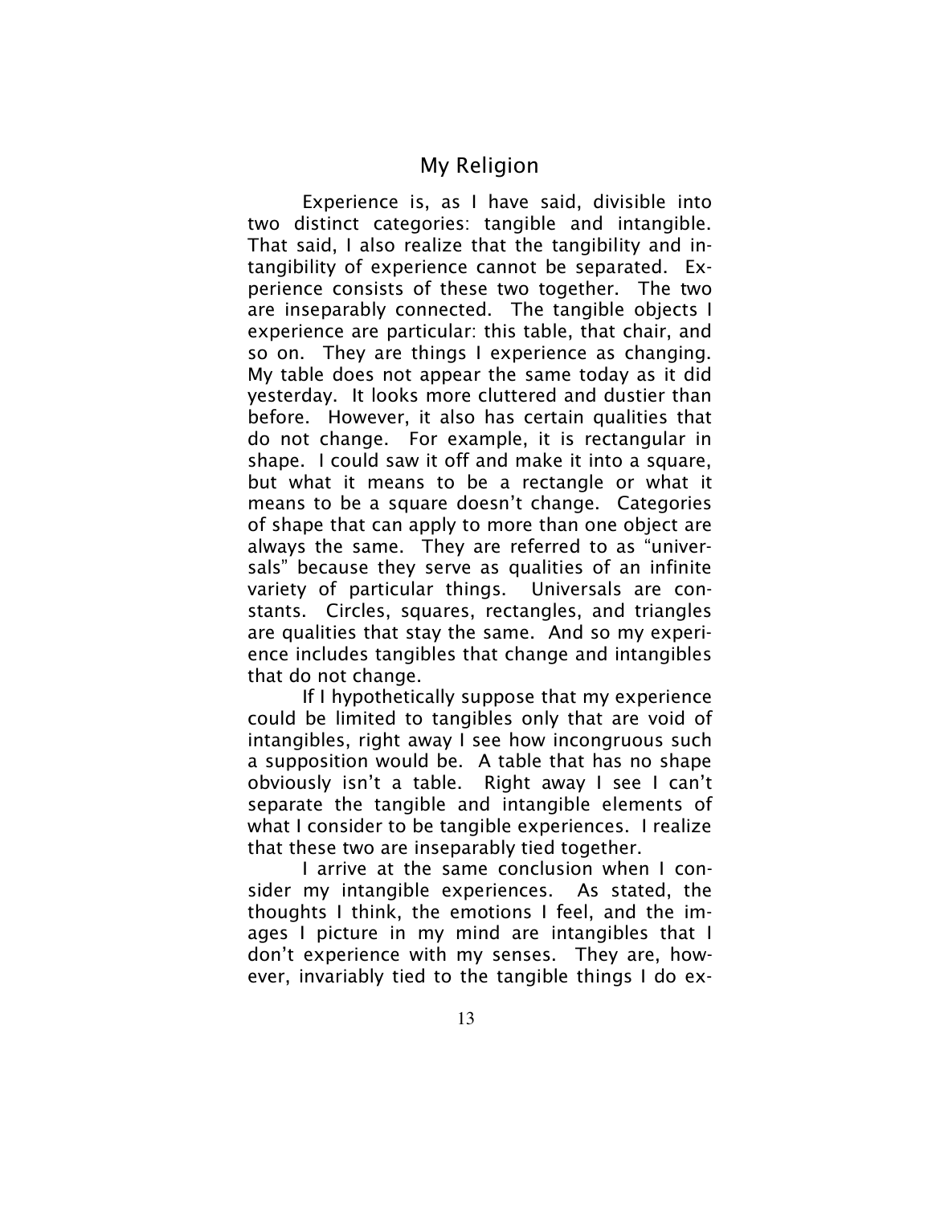## My Religion

Experience is, as I have said, divisible into two distinct categories: tangible and intangible. That said, I also realize that the tangibility and intangibility of experience cannot be separated. Experience consists of these two together. The two are inseparably connected. The tangible objects I experience are particular: this table, that chair, and so on. They are things I experience as changing. My table does not appear the same today as it did yesterday. It looks more cluttered and dustier than before. However, it also has certain qualities that do not change. For example, it is rectangular in shape. I could saw it off and make it into a square, but what it means to be a rectangle or what it means to be a square doesn't change. Categories of shape that can apply to more than one object are always the same. They are referred to as "universals" because they serve as qualities of an infinite variety of particular things. Universals are constants. Circles, squares, rectangles, and triangles are qualities that stay the same. And so my experience includes tangibles that change and intangibles that do not change.

If I hypothetically suppose that my experience could be limited to tangibles only that are void of intangibles, right away I see how incongruous such a supposition would be. A table that has no shape obviously isn't a table. Right away I see I can't separate the tangible and intangible elements of what I consider to be tangible experiences. I realize that these two are inseparably tied together.

I arrive at the same conclusion when I consider my intangible experiences. As stated, the thoughts I think, the emotions I feel, and the images I picture in my mind are intangibles that I don't experience with my senses. They are, however, invariably tied to the tangible things I do ex-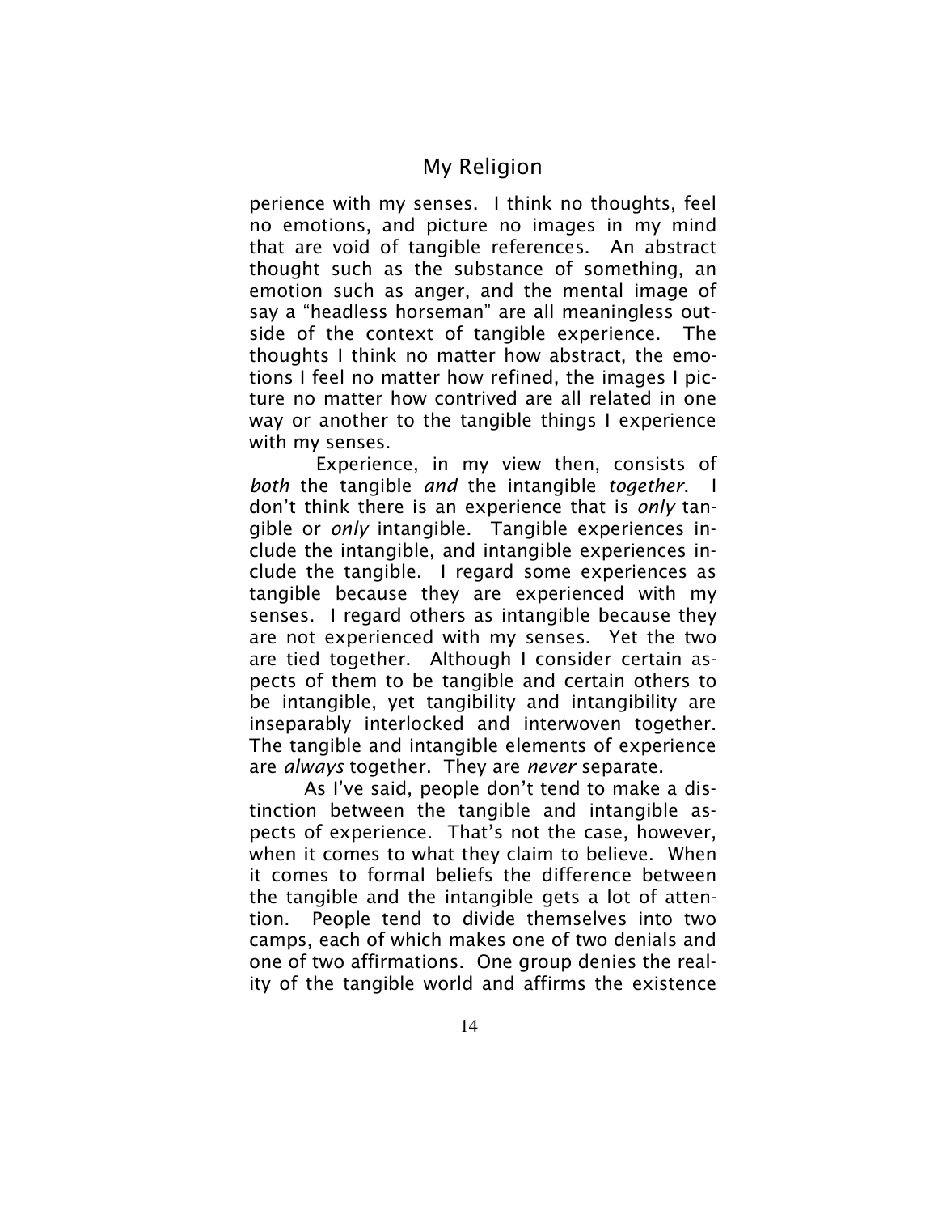perience with my senses. I think no thoughts, feel no emotions, and picture no images in my mind that are void of tangible references. An abstract thought such as the substance of something, an emotion such as anger, and the mental image of say a "headless horseman" are all meaningless outside of the context of tangible experience. The thoughts I think no matter how abstract, the emotions I feel no matter how refined, the images I picture no matter how contrived are all related in one way or another to the tangible things I experience with my senses.

Experience, in my view then, consists of *both* the tangible *and* the intangible *together*. I don't think there is an experience that is *only* tangible or *only* intangible. Tangible experiences include the intangible, and intangible experiences include the tangible. I regard some experiences as tangible because they are experienced with my senses. I regard others as intangible because they are not experienced with my senses. Yet the two are tied together. Although I consider certain aspects of them to be tangible and certain others to be intangible, yet tangibility and intangibility are inseparably interlocked and interwoven together. The tangible and intangible elements of experience are *always* together. They are *never* separate.

As I've said, people don't tend to make a distinction between the tangible and intangible aspects of experience. That's not the case, however, when it comes to what they claim to believe. When it comes to formal beliefs the difference between the tangible and the intangible gets a lot of attention. People tend to divide themselves into two camps, each of which makes one of two denials and one of two affirmations. One group denies the reality of the tangible world and affirms the existence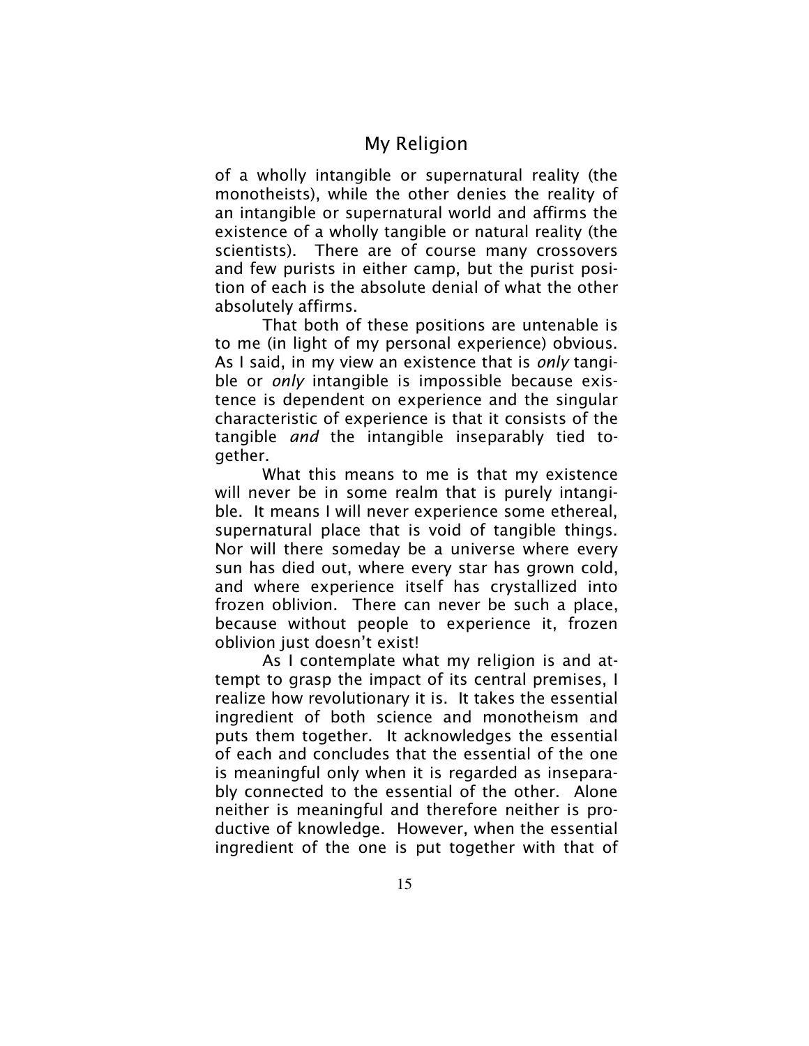of a wholly intangible or supernatural reality (the monotheists), while the other denies the reality of an intangible or supernatural world and affirms the existence of a wholly tangible or natural reality (the scientists). There are of course many crossovers and few purists in either camp, but the purist position of each is the absolute denial of what the other absolutely affirms.

That both of these positions are untenable is to me (in light of my personal experience) obvious. As I said, in my view an existence that is *only* tangible or *only* intangible is impossible because existence is dependent on experience and the singular characteristic of experience is that it consists of the tangible *and* the intangible inseparably tied together.

What this means to me is that my existence will never be in some realm that is purely intangible. It means I will never experience some ethereal, supernatural place that is void of tangible things. Nor will there someday be a universe where every sun has died out, where every star has grown cold, and where experience itself has crystallized into frozen oblivion. There can never be such a place, because without people to experience it, frozen oblivion just doesn't exist!

As I contemplate what my religion is and attempt to grasp the impact of its central premises, I realize how revolutionary it is. It takes the essential ingredient of both science and monotheism and puts them together. It acknowledges the essential of each and concludes that the essential of the one is meaningful only when it is regarded as inseparably connected to the essential of the other. Alone neither is meaningful and therefore neither is productive of knowledge. However, when the essential ingredient of the one is put together with that of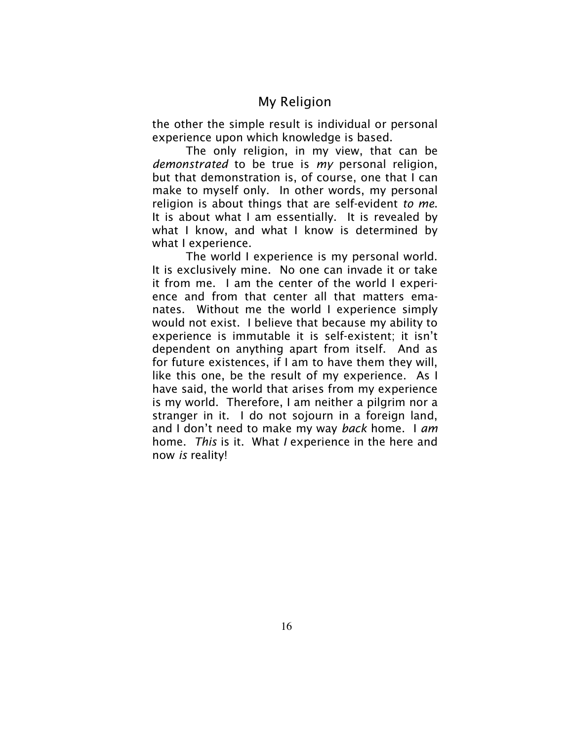the other the simple result is individual or personal experience upon which knowledge is based.

The only religion, in my view, that can be *demonstrated* to be true is *my* personal religion, but that demonstration is, of course, one that I can make to myself only. In other words, my personal religion is about things that are self-evident *to me*. It is about what I am essentially. It is revealed by what I know, and what I know is determined by what I experience.

The world I experience is my personal world. It is exclusively mine. No one can invade it or take it from me. I am the center of the world I experience and from that center all that matters emanates. Without me the world I experience simply would not exist. I believe that because my ability to experience is immutable it is self-existent; it isn't dependent on anything apart from itself. And as for future existences, if I am to have them they will, like this one, be the result of my experience. As I have said, the world that arises from my experience is my world. Therefore, I am neither a pilgrim nor a stranger in it. I do not sojourn in a foreign land, and I don't need to make my way *back* home. I *am* home. *This* is it. What *I* experience in the here and now *is* reality!